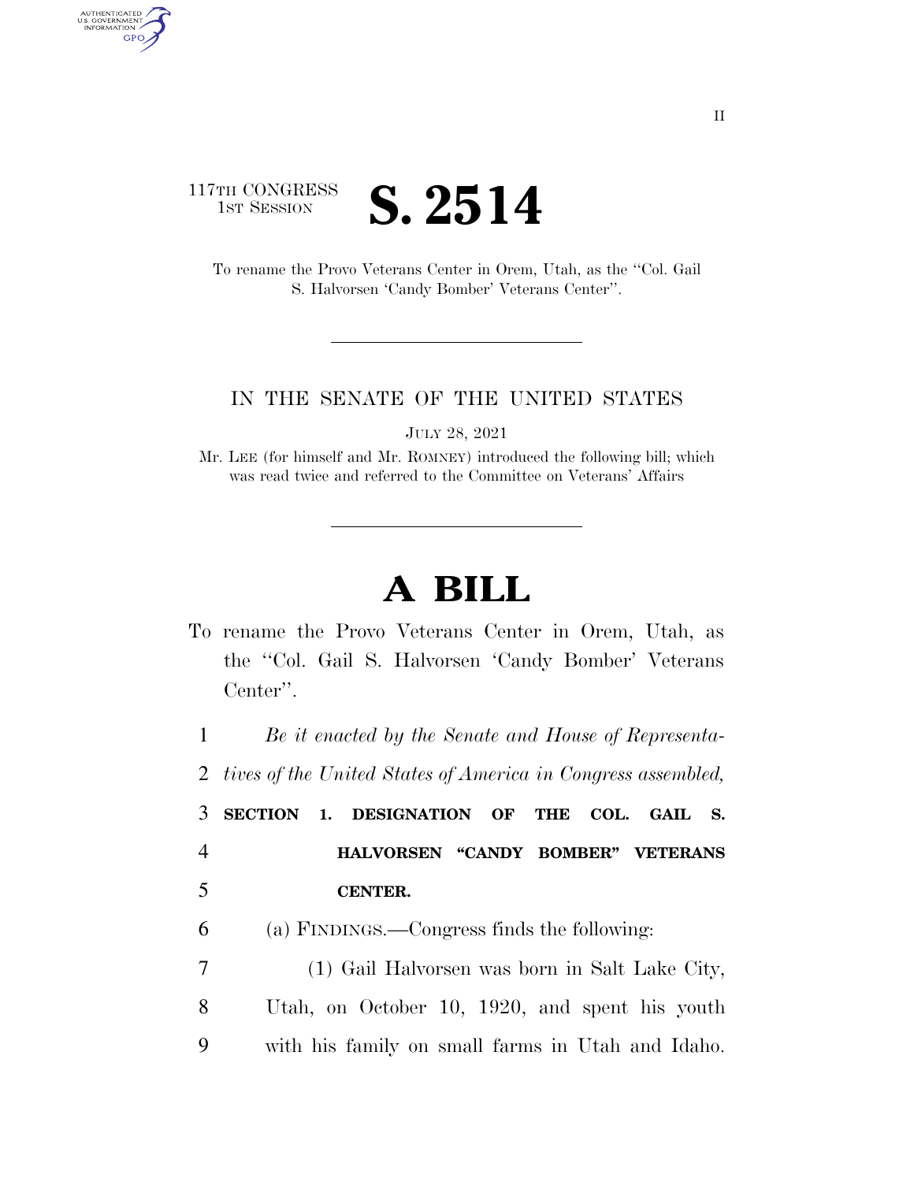II

117TH CONGRESS
1ST SESSION

# S. 2514

To rename the Provo Veterans Center in Orem, Utah, as the ''Col. Gail S. Halvorsen 'Candy Bomber' Veterans Center''.

IN THE SENATE OF THE UNITED STATES

JULY 28, 2021

Mr. LEE (for himself and Mr. ROMNEY) introduced the following bill; which was read twice and referred to the Committee on Veterans' Affairs

# A BILL

To rename the Provo Veterans Center in Orem, Utah, as the ''Col. Gail S. Halvorsen 'Candy Bomber' Veterans Center''.

1 *Be it enacted by the Senate and House of Representa-*
2 *tives of the United States of America in Congress assembled,*

3 **SECTION 1. DESIGNATION OF THE COL. GAIL S.**
4 **HALVORSEN "CANDY BOMBER" VETERANS**
5 **CENTER.**

6 (a) FINDINGS.—Congress finds the following:
7 (1) Gail Halvorsen was born in Salt Lake City,
8 Utah, on October 10, 1920, and spent his youth
9 with his family on small farms in Utah and Idaho.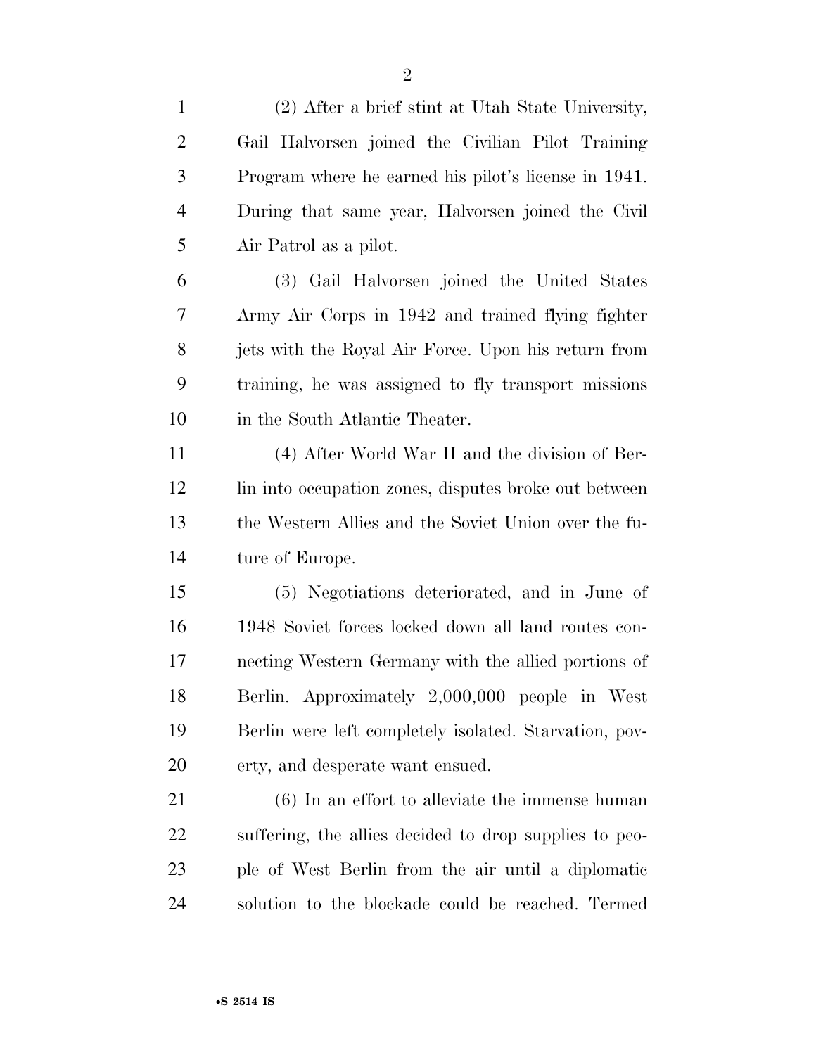(2) After a brief stint at Utah State University, Gail Halvorsen joined the Civilian Pilot Training Program where he earned his pilot's license in 1941. During that same year, Halvorsen joined the Civil Air Patrol as a pilot.

(3) Gail Halvorsen joined the United States Army Air Corps in 1942 and trained flying fighter jets with the Royal Air Force. Upon his return from training, he was assigned to fly transport missions in the South Atlantic Theater.

(4) After World War II and the division of Berlin into occupation zones, disputes broke out between the Western Allies and the Soviet Union over the future of Europe.

(5) Negotiations deteriorated, and in June of 1948 Soviet forces locked down all land routes connecting Western Germany with the allied portions of Berlin. Approximately 2,000,000 people in West Berlin were left completely isolated. Starvation, poverty, and desperate want ensued.

(6) In an effort to alleviate the immense human suffering, the allies decided to drop supplies to people of West Berlin from the air until a diplomatic solution to the blockade could be reached. Termed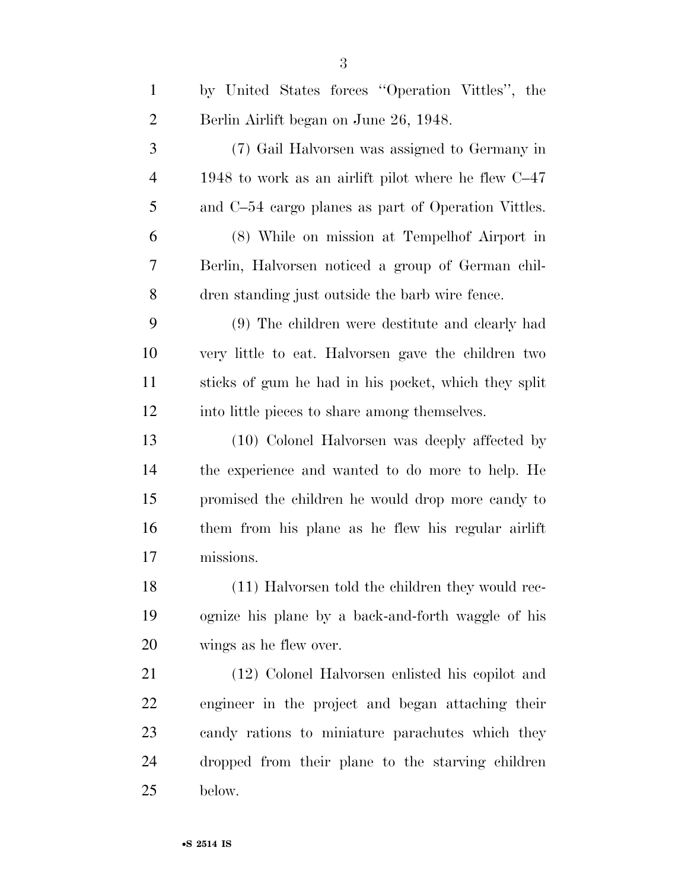by United States forces "Operation Vittles", the Berlin Airlift began on June 26, 1948.

(7) Gail Halvorsen was assigned to Germany in 1948 to work as an airlift pilot where he flew C–47 and C–54 cargo planes as part of Operation Vittles.

(8) While on mission at Tempelhof Airport in Berlin, Halvorsen noticed a group of German children standing just outside the barb wire fence.

(9) The children were destitute and clearly had very little to eat. Halvorsen gave the children two sticks of gum he had in his pocket, which they split into little pieces to share among themselves.

(10) Colonel Halvorsen was deeply affected by the experience and wanted to do more to help. He promised the children he would drop more candy to them from his plane as he flew his regular airlift missions.

(11) Halvorsen told the children they would recognize his plane by a back-and-forth waggle of his wings as he flew over.

(12) Colonel Halvorsen enlisted his copilot and engineer in the project and began attaching their candy rations to miniature parachutes which they dropped from their plane to the starving children below.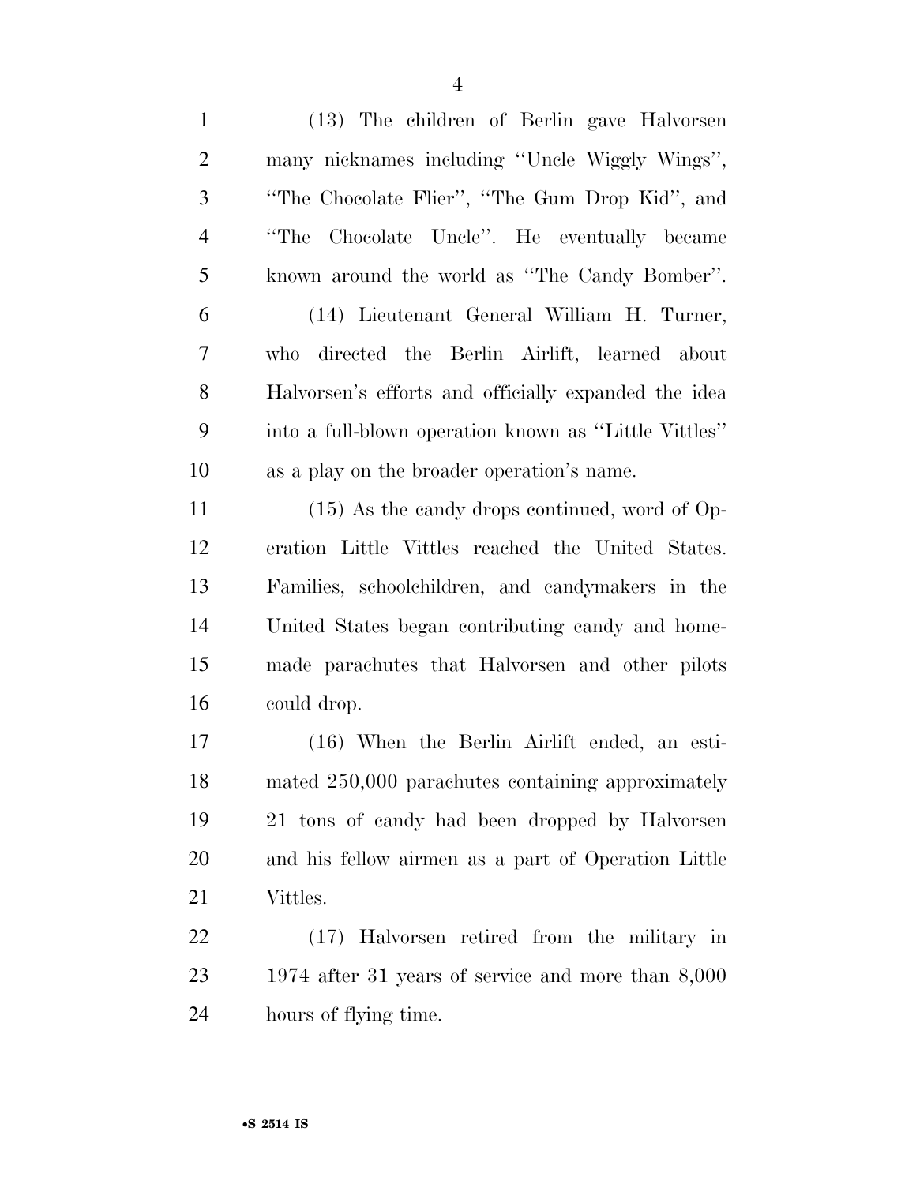(13) The children of Berlin gave Halvorsen many nicknames including ''Uncle Wiggly Wings'', ''The Chocolate Flier'', ''The Gum Drop Kid'', and ''The Chocolate Uncle''. He eventually became known around the world as ''The Candy Bomber''.

(14) Lieutenant General William H. Turner, who directed the Berlin Airlift, learned about Halvorsen's efforts and officially expanded the idea into a full-blown operation known as ''Little Vittles'' as a play on the broader operation's name.

(15) As the candy drops continued, word of Operation Little Vittles reached the United States. Families, schoolchildren, and candymakers in the United States began contributing candy and homemade parachutes that Halvorsen and other pilots could drop.

(16) When the Berlin Airlift ended, an estimated 250,000 parachutes containing approximately 21 tons of candy had been dropped by Halvorsen and his fellow airmen as a part of Operation Little Vittles.

(17) Halvorsen retired from the military in 1974 after 31 years of service and more than 8,000 hours of flying time.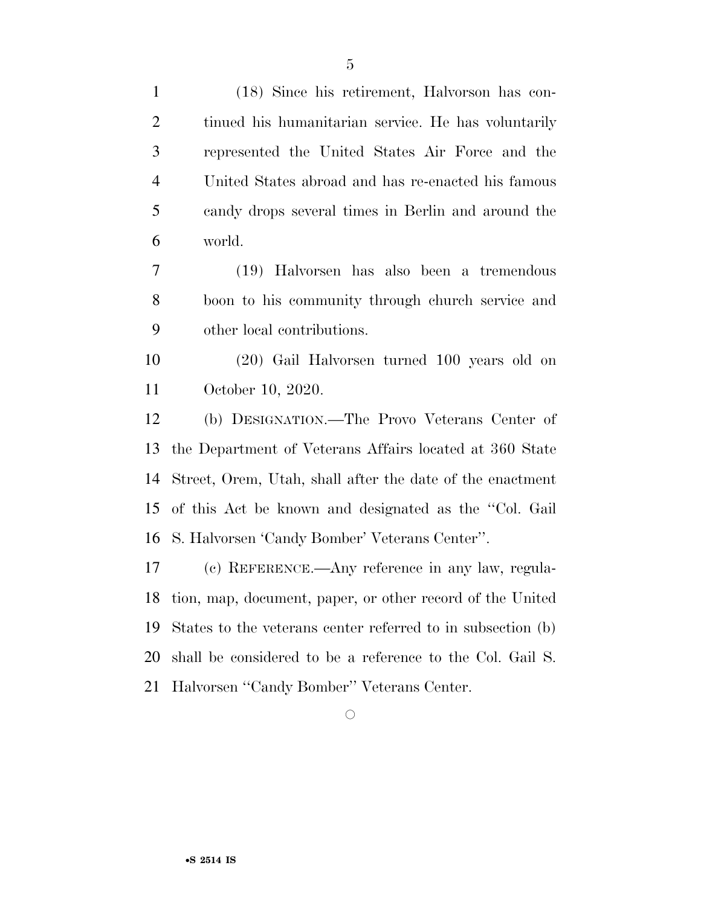(18) Since his retirement, Halvorson has continued his humanitarian service. He has voluntarily represented the United States Air Force and the United States abroad and has re-enacted his famous candy drops several times in Berlin and around the world.

(19) Halvorsen has also been a tremendous boon to his community through church service and other local contributions.

(20) Gail Halvorsen turned 100 years old on October 10, 2020.

(b) DESIGNATION.—The Provo Veterans Center of the Department of Veterans Affairs located at 360 State Street, Orem, Utah, shall after the date of the enactment of this Act be known and designated as the ''Col. Gail S. Halvorsen 'Candy Bomber' Veterans Center''.

(c) REFERENCE.—Any reference in any law, regulation, map, document, paper, or other record of the United States to the veterans center referred to in subsection (b) shall be considered to be a reference to the Col. Gail S. Halvorsen ''Candy Bomber'' Veterans Center.

○